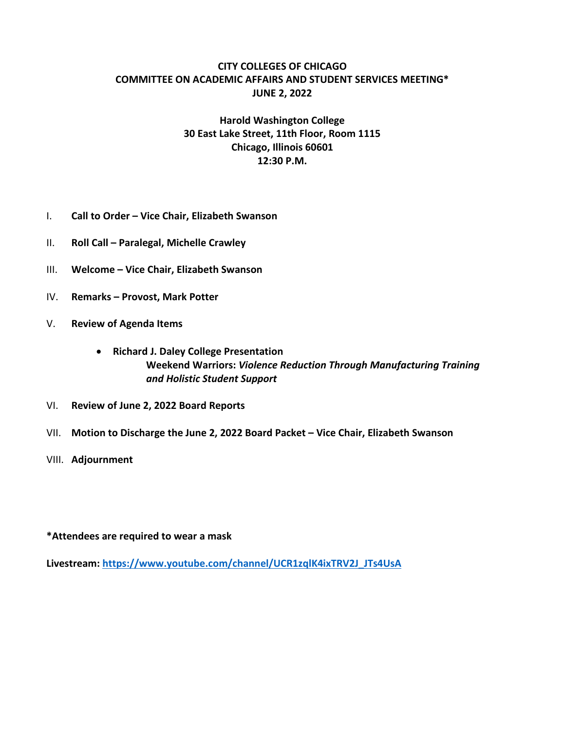# CITY COLLEGES OF CHICAGO
# COMMITTEE ON ACADEMIC AFFAIRS AND STUDENT SERVICES MEETING*
# JUNE 2, 2022

**Harold Washington College**
**30 East Lake Street, 11th Floor, Room 1115**
**Chicago, Illinois 60601**
**12:30 P.M.**

I. **Call to Order – Vice Chair, Elizabeth Swanson**

II. **Roll Call – Paralegal, Michelle Crawley**

III. **Welcome – Vice Chair, Elizabeth Swanson**

IV. **Remarks – Provost, Mark Potter**

V. **Review of Agenda Items**

- **Richard J. Daley College Presentation**
  **Weekend Warriors:** ***Violence Reduction Through Manufacturing Training and Holistic Student Support***

VI. **Review of June 2, 2022 Board Reports**

VII. **Motion to Discharge the June 2, 2022 Board Packet – Vice Chair, Elizabeth Swanson**

VIII. **Adjournment**

**\*Attendees are required to wear a mask**

**Livestream:** [https://www.youtube.com/channel/UCR1zqlK4ixTRV2J_JTs4UsA](https://www.youtube.com/channel/UCR1zqlK4ixTRV2J_JTs4UsA)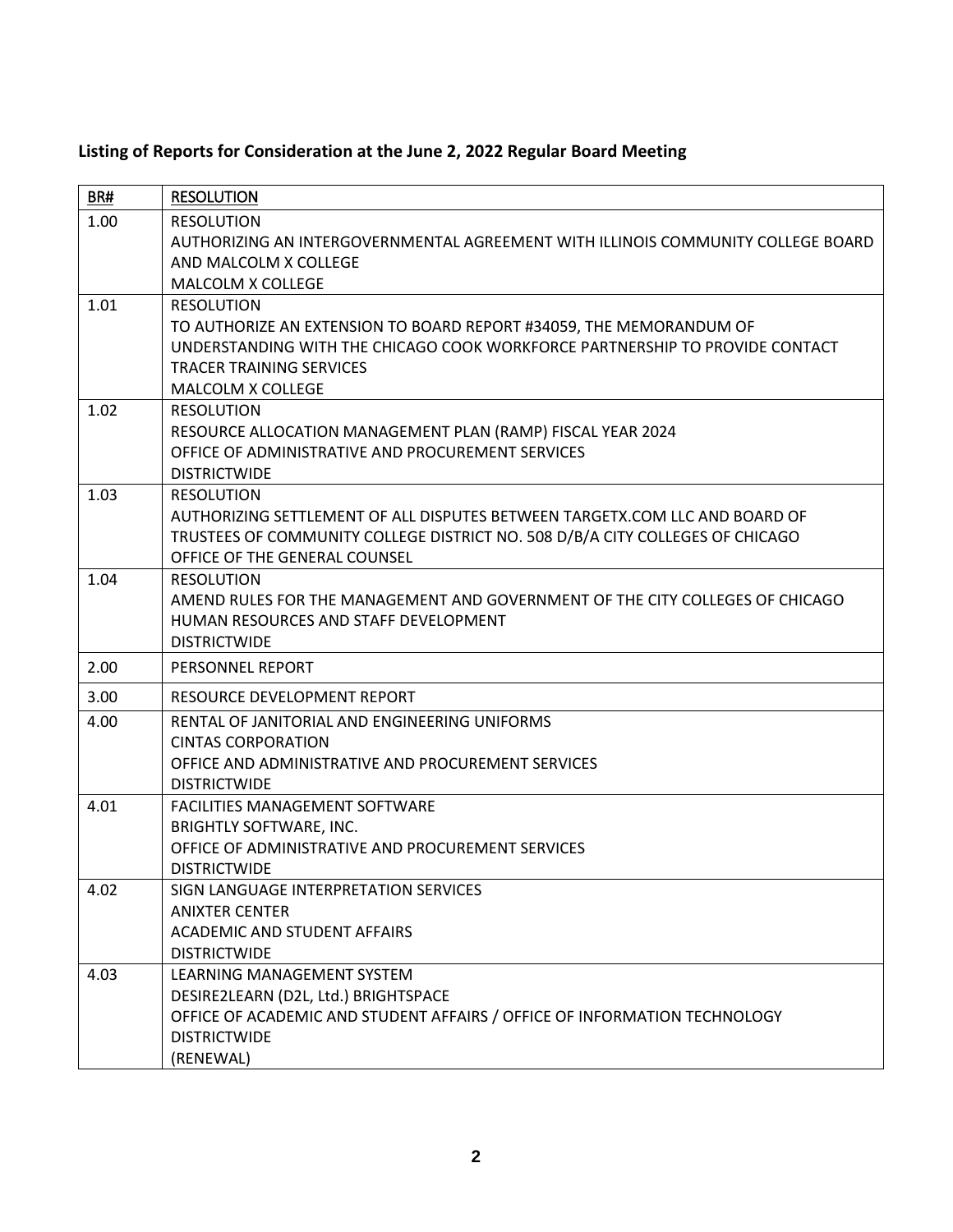**Listing of Reports for Consideration at the June 2, 2022 Regular Board Meeting**

| BR# | RESOLUTION |
|---|---|
| 1.00 | RESOLUTION<br>AUTHORIZING AN INTERGOVERNMENTAL AGREEMENT WITH ILLINOIS COMMUNITY COLLEGE BOARD AND MALCOLM X COLLEGE<br>MALCOLM X COLLEGE |
| 1.01 | RESOLUTION<br>TO AUTHORIZE AN EXTENSION TO BOARD REPORT #34059, THE MEMORANDUM OF UNDERSTANDING WITH THE CHICAGO COOK WORKFORCE PARTNERSHIP TO PROVIDE CONTACT TRACER TRAINING SERVICES<br>MALCOLM X COLLEGE |
| 1.02 | RESOLUTION<br>RESOURCE ALLOCATION MANAGEMENT PLAN (RAMP) FISCAL YEAR 2024<br>OFFICE OF ADMINISTRATIVE AND PROCUREMENT SERVICES<br>DISTRICTWIDE |
| 1.03 | RESOLUTION<br>AUTHORIZING SETTLEMENT OF ALL DISPUTES BETWEEN TARGETX.COM LLC AND BOARD OF TRUSTEES OF COMMUNITY COLLEGE DISTRICT NO. 508 D/B/A CITY COLLEGES OF CHICAGO<br>OFFICE OF THE GENERAL COUNSEL |
| 1.04 | RESOLUTION<br>AMEND RULES FOR THE MANAGEMENT AND GOVERNMENT OF THE CITY COLLEGES OF CHICAGO<br>HUMAN RESOURCES AND STAFF DEVELOPMENT<br>DISTRICTWIDE |
| 2.00 | PERSONNEL REPORT |
| 3.00 | RESOURCE DEVELOPMENT REPORT |
| 4.00 | RENTAL OF JANITORIAL AND ENGINEERING UNIFORMS<br>CINTAS CORPORATION<br>OFFICE AND ADMINISTRATIVE AND PROCUREMENT SERVICES<br>DISTRICTWIDE |
| 4.01 | FACILITIES MANAGEMENT SOFTWARE<br>BRIGHTLY SOFTWARE, INC.<br>OFFICE OF ADMINISTRATIVE AND PROCUREMENT SERVICES<br>DISTRICTWIDE |
| 4.02 | SIGN LANGUAGE INTERPRETATION SERVICES<br>ANIXTER CENTER<br>ACADEMIC AND STUDENT AFFAIRS<br>DISTRICTWIDE |
| 4.03 | LEARNING MANAGEMENT SYSTEM<br>DESIRE2LEARN (D2L, Ltd.) BRIGHTSPACE<br>OFFICE OF ACADEMIC AND STUDENT AFFAIRS / OFFICE OF INFORMATION TECHNOLOGY<br>DISTRICTWIDE<br>(RENEWAL) |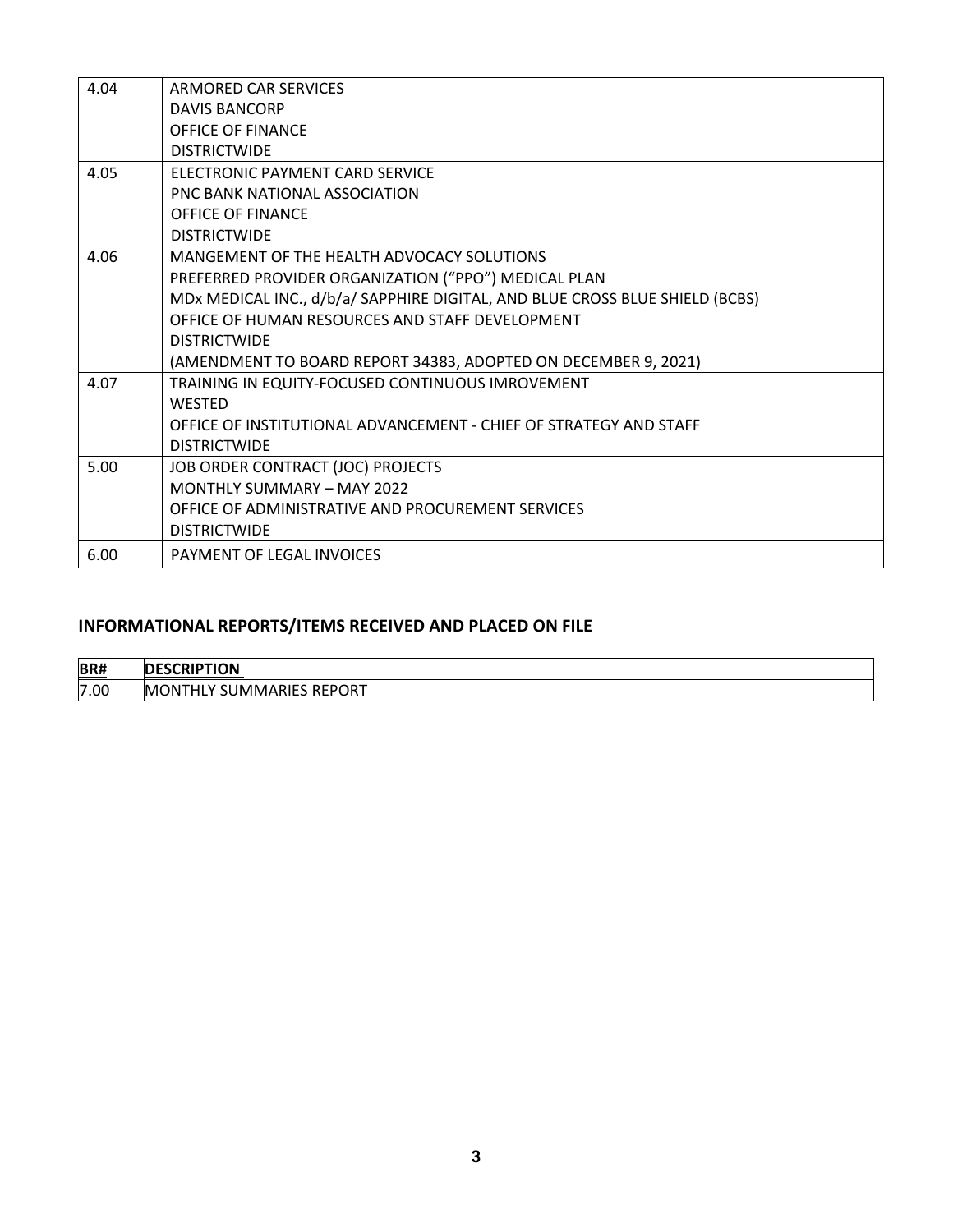| | |
|---|---|
| 4.04 | ARMORED CAR SERVICES<br>DAVIS BANCORP<br>OFFICE OF FINANCE<br>DISTRICTWIDE |
| 4.05 | ELECTRONIC PAYMENT CARD SERVICE<br>PNC BANK NATIONAL ASSOCIATION<br>OFFICE OF FINANCE<br>DISTRICTWIDE |
| 4.06 | MANGEMENT OF THE HEALTH ADVOCACY SOLUTIONS<br>PREFERRED PROVIDER ORGANIZATION ("PPO") MEDICAL PLAN<br>MDx MEDICAL INC., d/b/a/ SAPPHIRE DIGITAL, AND BLUE CROSS BLUE SHIELD (BCBS)<br>OFFICE OF HUMAN RESOURCES AND STAFF DEVELOPMENT<br>DISTRICTWIDE<br>(AMENDMENT TO BOARD REPORT 34383, ADOPTED ON DECEMBER 9, 2021) |
| 4.07 | TRAINING IN EQUITY-FOCUSED CONTINUOUS IMROVEMENT<br>WESTED<br>OFFICE OF INSTITUTIONAL ADVANCEMENT - CHIEF OF STRATEGY AND STAFF<br>DISTRICTWIDE |
| 5.00 | JOB ORDER CONTRACT (JOC) PROJECTS<br>MONTHLY SUMMARY – MAY 2022<br>OFFICE OF ADMINISTRATIVE AND PROCUREMENT SERVICES<br>DISTRICTWIDE |
| 6.00 | PAYMENT OF LEGAL INVOICES |

## INFORMATIONAL REPORTS/ITEMS RECEIVED AND PLACED ON FILE

| BR# | DESCRIPTION |
|---|---|
| 7.00 | MONTHLY SUMMARIES REPORT |